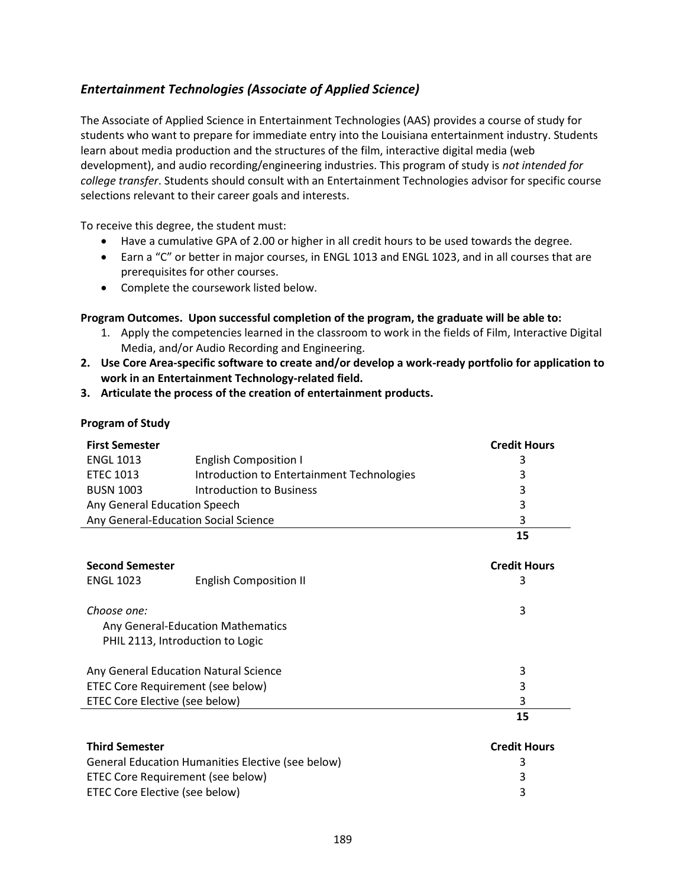## *Entertainment Technologies (Associate of Applied Science)*

The Associate of Applied Science in Entertainment Technologies (AAS) provides a course of study for students who want to prepare for immediate entry into the Louisiana entertainment industry. Students learn about media production and the structures of the film, interactive digital media (web development), and audio recording/engineering industries. This program of study is *not intended for college transfer*. Students should consult with an Entertainment Technologies advisor for specific course selections relevant to their career goals and interests.

To receive this degree, the student must:

- Have a cumulative GPA of 2.00 or higher in all credit hours to be used towards the degree.
- Earn a "C" or better in major courses, in ENGL 1013 and ENGL 1023, and in all courses that are prerequisites for other courses.
- Complete the coursework listed below.

**Program Outcomes. Upon successful completion of the program, the graduate will be able to:**

1. Apply the competencies learned in the classroom to work in the fields of Film, Interactive Digital Media, and/or Audio Recording and Engineering.
2. **Use Core Area-specific software to create and/or develop a work-ready portfolio for application to work in an Entertainment Technology-related field.**
3. **Articulate the process of the creation of entertainment products.**

**Program of Study**

| **First Semester** | | **Credit Hours** |
|---|---|---|
| ENGL 1013 | English Composition I | 3 |
| ETEC 1013 | Introduction to Entertainment Technologies | 3 |
| BUSN 1003 | Introduction to Business | 3 |
| Any General Education Speech | | 3 |
| Any General-Education Social Science | | 3 |
| | | **15** |

| **Second Semester** | | **Credit Hours** |
|---|---|---|
| ENGL 1023 | English Composition II | 3 |
| *Choose one:*<br>Any General-Education Mathematics<br>PHIL 2113, Introduction to Logic | | 3 |
| Any General Education Natural Science | | 3 |
| ETEC Core Requirement (see below) | | 3 |
| ETEC Core Elective (see below) | | 3 |
| | | **15** |

| **Third Semester** | **Credit Hours** |
|---|---|
| General Education Humanities Elective (see below) | 3 |
| ETEC Core Requirement (see below) | 3 |
| ETEC Core Elective (see below) | 3 |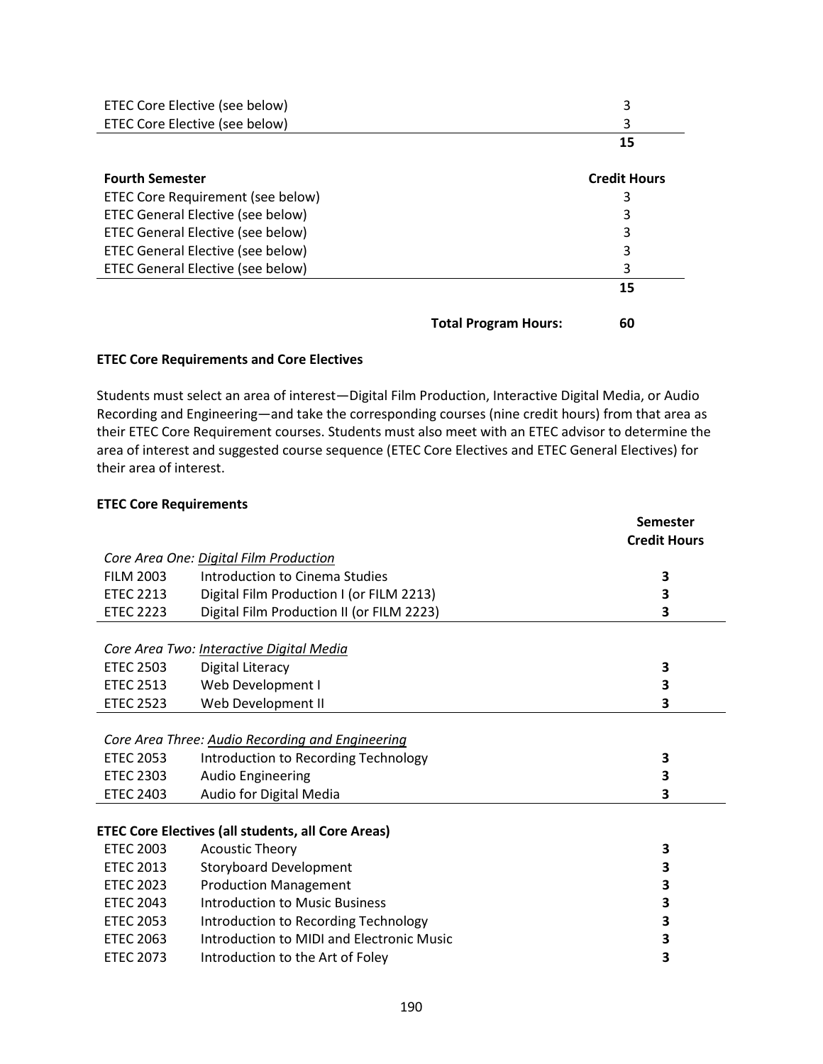| | Credit Hours |
|---|---|
| ETEC Core Elective (see below) | 3 |
| ETEC Core Elective (see below) | 3 |
| | **15** |

| **Fourth Semester** | **Credit Hours** |
|---|---|
| ETEC Core Requirement (see below) | 3 |
| ETEC General Elective (see below) | 3 |
| ETEC General Elective (see below) | 3 |
| ETEC General Elective (see below) | 3 |
| ETEC General Elective (see below) | 3 |
| | **15** |

**Total Program Hours:** **60**

**ETEC Core Requirements and Core Electives**

Students must select an area of interest—Digital Film Production, Interactive Digital Media, or Audio Recording and Engineering—and take the corresponding courses (nine credit hours) from that area as their ETEC Core Requirement courses. Students must also meet with an ETEC advisor to determine the area of interest and suggested course sequence (ETEC Core Electives and ETEC General Electives) for their area of interest.

**ETEC Core Requirements**

| | | **Semester Credit Hours** |
|---|---|---|
| *Core Area One: Digital Film Production* | | |
| FILM 2003 | Introduction to Cinema Studies | **3** |
| ETEC 2213 | Digital Film Production I (or FILM 2213) | **3** |
| ETEC 2223 | Digital Film Production II (or FILM 2223) | **3** |
| *Core Area Two: Interactive Digital Media* | | |
| ETEC 2503 | Digital Literacy | **3** |
| ETEC 2513 | Web Development I | **3** |
| ETEC 2523 | Web Development II | **3** |
| *Core Area Three: Audio Recording and Engineering* | | |
| ETEC 2053 | Introduction to Recording Technology | **3** |
| ETEC 2303 | Audio Engineering | **3** |
| ETEC 2403 | Audio for Digital Media | **3** |

**ETEC Core Electives (all students, all Core Areas)**

| | | |
|---|---|---|
| ETEC 2003 | Acoustic Theory | **3** |
| ETEC 2013 | Storyboard Development | **3** |
| ETEC 2023 | Production Management | **3** |
| ETEC 2043 | Introduction to Music Business | **3** |
| ETEC 2053 | Introduction to Recording Technology | **3** |
| ETEC 2063 | Introduction to MIDI and Electronic Music | **3** |
| ETEC 2073 | Introduction to the Art of Foley | **3** |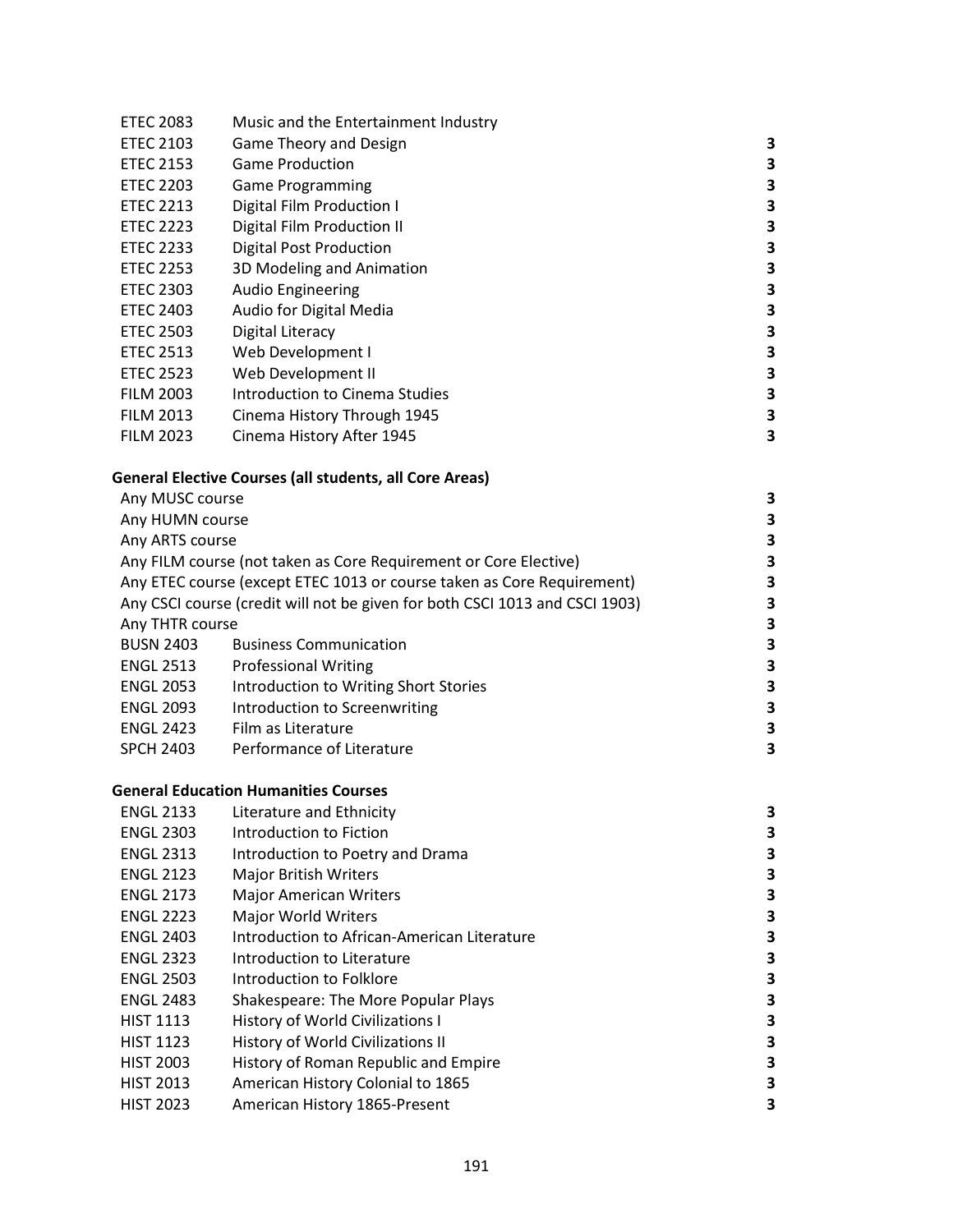| | | |
|---|---|---|
| ETEC 2083 | Music and the Entertainment Industry | |
| ETEC 2103 | Game Theory and Design | 3 |
| ETEC 2153 | Game Production | 3 |
| ETEC 2203 | Game Programming | 3 |
| ETEC 2213 | Digital Film Production I | 3 |
| ETEC 2223 | Digital Film Production II | 3 |
| ETEC 2233 | Digital Post Production | 3 |
| ETEC 2253 | 3D Modeling and Animation | 3 |
| ETEC 2303 | Audio Engineering | 3 |
| ETEC 2403 | Audio for Digital Media | 3 |
| ETEC 2503 | Digital Literacy | 3 |
| ETEC 2513 | Web Development I | 3 |
| ETEC 2523 | Web Development II | 3 |
| FILM 2003 | Introduction to Cinema Studies | 3 |
| FILM 2013 | Cinema History Through 1945 | 3 |
| FILM 2023 | Cinema History After 1945 | 3 |

**General Elective Courses (all students, all Core Areas)**

| | | |
|---|---|---|
| Any MUSC course | | 3 |
| Any HUMN course | | 3 |
| Any ARTS course | | 3 |
| Any FILM course (not taken as Core Requirement or Core Elective) | | 3 |
| Any ETEC course (except ETEC 1013 or course taken as Core Requirement) | | 3 |
| Any CSCI course (credit will not be given for both CSCI 1013 and CSCI 1903) | | 3 |
| Any THTR course | | 3 |
| BUSN 2403 | Business Communication | 3 |
| ENGL 2513 | Professional Writing | 3 |
| ENGL 2053 | Introduction to Writing Short Stories | 3 |
| ENGL 2093 | Introduction to Screenwriting | 3 |
| ENGL 2423 | Film as Literature | 3 |
| SPCH 2403 | Performance of Literature | 3 |

**General Education Humanities Courses**

| | | |
|---|---|---|
| ENGL 2133 | Literature and Ethnicity | 3 |
| ENGL 2303 | Introduction to Fiction | 3 |
| ENGL 2313 | Introduction to Poetry and Drama | 3 |
| ENGL 2123 | Major British Writers | 3 |
| ENGL 2173 | Major American Writers | 3 |
| ENGL 2223 | Major World Writers | 3 |
| ENGL 2403 | Introduction to African-American Literature | 3 |
| ENGL 2323 | Introduction to Literature | 3 |
| ENGL 2503 | Introduction to Folklore | 3 |
| ENGL 2483 | Shakespeare: The More Popular Plays | 3 |
| HIST 1113 | History of World Civilizations I | 3 |
| HIST 1123 | History of World Civilizations II | 3 |
| HIST 2003 | History of Roman Republic and Empire | 3 |
| HIST 2013 | American History Colonial to 1865 | 3 |
| HIST 2023 | American History 1865-Present | 3 |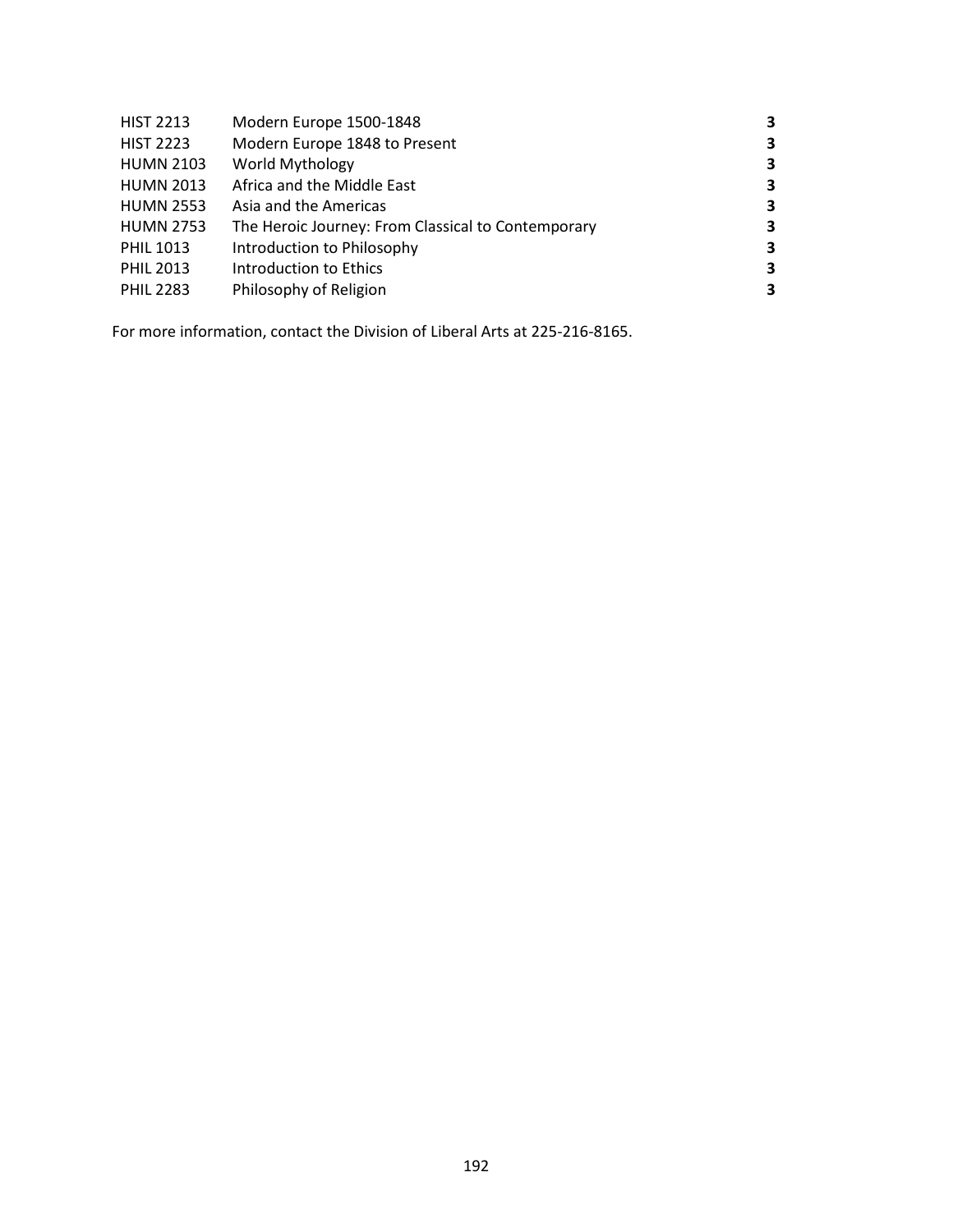| | | |
|---|---|---|
| HIST 2213 | Modern Europe 1500-1848 | **3** |
| HIST 2223 | Modern Europe 1848 to Present | **3** |
| HUMN 2103 | World Mythology | **3** |
| HUMN 2013 | Africa and the Middle East | **3** |
| HUMN 2553 | Asia and the Americas | **3** |
| HUMN 2753 | The Heroic Journey: From Classical to Contemporary | **3** |
| PHIL 1013 | Introduction to Philosophy | **3** |
| PHIL 2013 | Introduction to Ethics | **3** |
| PHIL 2283 | Philosophy of Religion | **3** |

For more information, contact the Division of Liberal Arts at 225-216-8165.